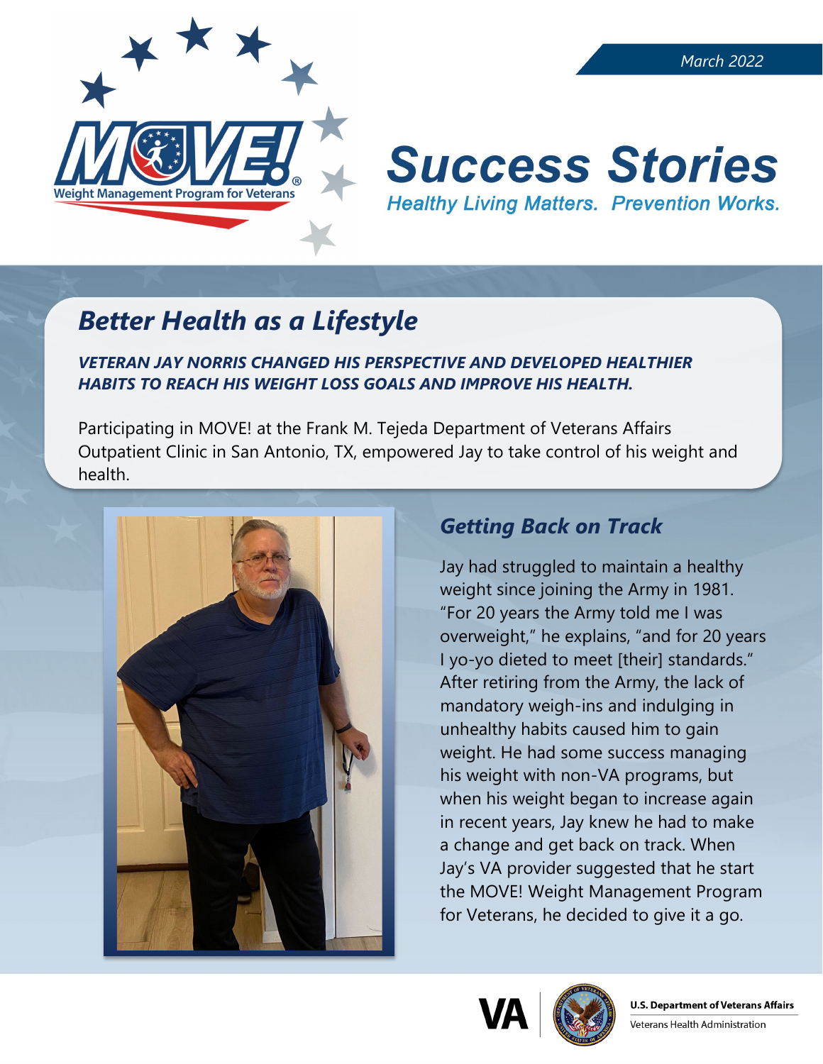March 2022

MOVE! Weight Management Program for Veterans

# Success Stories

*Healthy Living Matters. Prevention Works.*

## Better Health as a Lifestyle

***VETERAN JAY NORRIS CHANGED HIS PERSPECTIVE AND DEVELOPED HEALTHIER HABITS TO REACH HIS WEIGHT LOSS GOALS AND IMPROVE HIS HEALTH.***

Participating in MOVE! at the Frank M. Tejeda Department of Veterans Affairs Outpatient Clinic in San Antonio, TX, empowered Jay to take control of his weight and health.

### Getting Back on Track

Jay had struggled to maintain a healthy weight since joining the Army in 1981. "For 20 years the Army told me I was overweight," he explains, "and for 20 years I yo-yo dieted to meet [their] standards." After retiring from the Army, the lack of mandatory weigh-ins and indulging in unhealthy habits caused him to gain weight. He had some success managing his weight with non-VA programs, but when his weight began to increase again in recent years, Jay knew he had to make a change and get back on track. When Jay's VA provider suggested that he start the MOVE! Weight Management Program for Veterans, he decided to give it a go.

U.S. Department of Veterans Affairs
Veterans Health Administration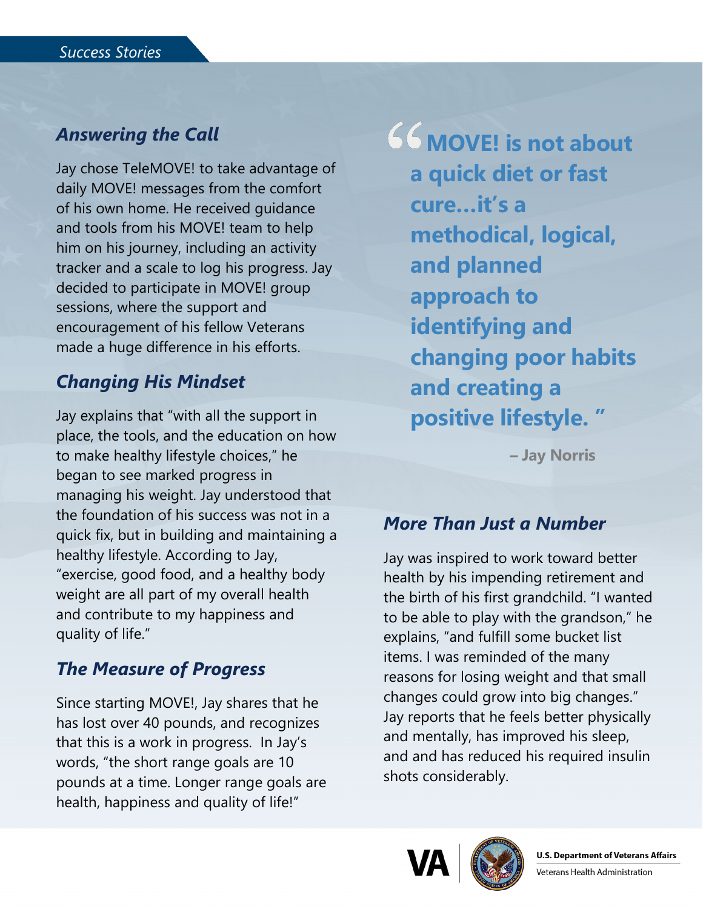## Answering the Call

Jay chose TeleMOVE! to take advantage of daily MOVE! messages from the comfort of his own home. He received guidance and tools from his MOVE! team to help him on his journey, including an activity tracker and a scale to log his progress. Jay decided to participate in MOVE! group sessions, where the support and encouragement of his fellow Veterans made a huge difference in his efforts.

## Changing His Mindset

Jay explains that "with all the support in place, the tools, and the education on how to make healthy lifestyle choices," he began to see marked progress in managing his weight. Jay understood that the foundation of his success was not in a quick fix, but in building and maintaining a healthy lifestyle. According to Jay, "exercise, good food, and a healthy body weight are all part of my overall health and contribute to my happiness and quality of life."

## The Measure of Progress

Since starting MOVE!, Jay shares that he has lost over 40 pounds, and recognizes that this is a work in progress. In Jay's words, "the short range goals are 10 pounds at a time. Longer range goals are health, happiness and quality of life!"

> **"MOVE! is not about a quick diet or fast cure…it's a methodical, logical, and planned approach to identifying and changing poor habits and creating a positive lifestyle."**
>
> **– Jay Norris**

## More Than Just a Number

Jay was inspired to work toward better health by his impending retirement and the birth of his first grandchild. "I wanted to be able to play with the grandson," he explains, "and fulfill some bucket list items. I was reminded of the many reasons for losing weight and that small changes could grow into big changes." Jay reports that he feels better physically and mentally, has improved his sleep, and and has reduced his required insulin shots considerably.